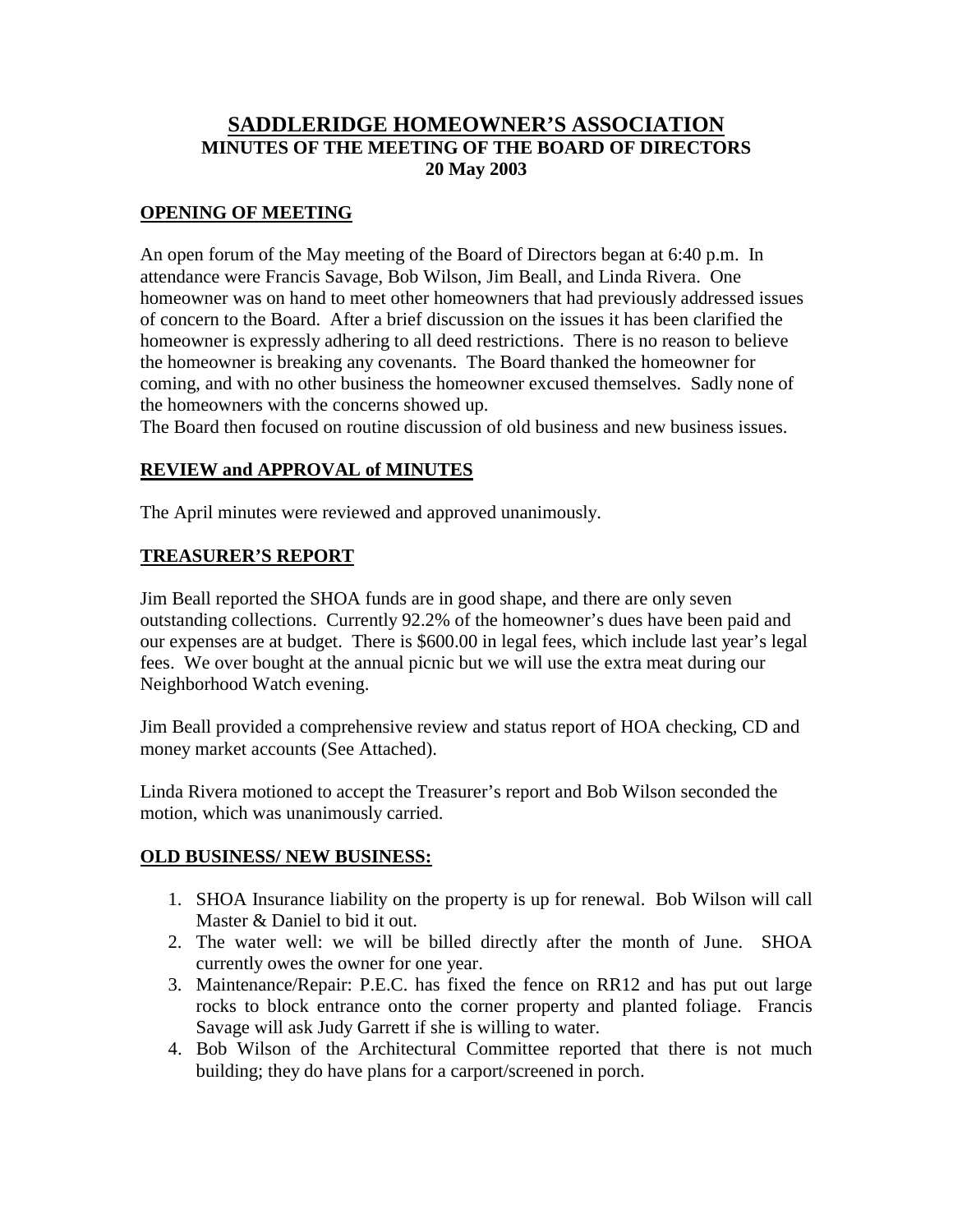# SADDLERIDGE HOMEOWNER'S ASSOCIATION

**MINUTES OF THE MEETING OF THE BOARD OF DIRECTORS**
**20 May 2003**

## OPENING OF MEETING

An open forum of the May meeting of the Board of Directors began at 6:40 p.m. In attendance were Francis Savage, Bob Wilson, Jim Beall, and Linda Rivera. One homeowner was on hand to meet other homeowners that had previously addressed issues of concern to the Board. After a brief discussion on the issues it has been clarified the homeowner is expressly adhering to all deed restrictions. There is no reason to believe the homeowner is breaking any covenants. The Board thanked the homeowner for coming, and with no other business the homeowner excused themselves. Sadly none of the homeowners with the concerns showed up.
The Board then focused on routine discussion of old business and new business issues.

## REVIEW and APPROVAL of MINUTES

The April minutes were reviewed and approved unanimously.

## TREASURER'S REPORT

Jim Beall reported the SHOA funds are in good shape, and there are only seven outstanding collections. Currently 92.2% of the homeowner's dues have been paid and our expenses are at budget. There is $600.00 in legal fees, which include last year's legal fees. We over bought at the annual picnic but we will use the extra meat during our Neighborhood Watch evening.

Jim Beall provided a comprehensive review and status report of HOA checking, CD and money market accounts (See Attached).

Linda Rivera motioned to accept the Treasurer's report and Bob Wilson seconded the motion, which was unanimously carried.

## OLD BUSINESS/ NEW BUSINESS:

1. SHOA Insurance liability on the property is up for renewal. Bob Wilson will call Master & Daniel to bid it out.
2. The water well: we will be billed directly after the month of June. SHOA currently owes the owner for one year.
3. Maintenance/Repair: P.E.C. has fixed the fence on RR12 and has put out large rocks to block entrance onto the corner property and planted foliage. Francis Savage will ask Judy Garrett if she is willing to water.
4. Bob Wilson of the Architectural Committee reported that there is not much building; they do have plans for a carport/screened in porch.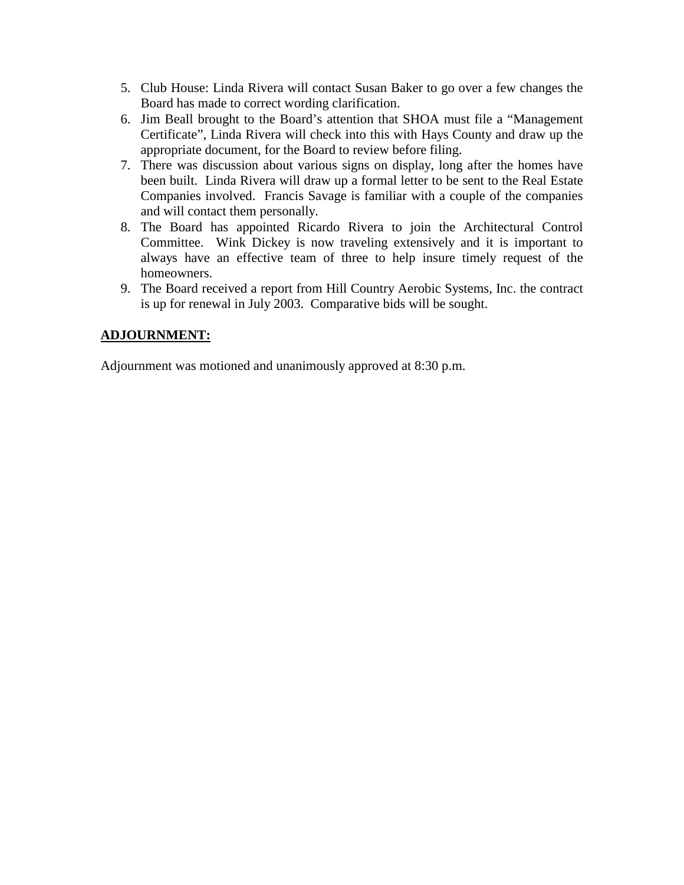5. Club House: Linda Rivera will contact Susan Baker to go over a few changes the Board has made to correct wording clarification.
6. Jim Beall brought to the Board's attention that SHOA must file a "Management Certificate", Linda Rivera will check into this with Hays County and draw up the appropriate document, for the Board to review before filing.
7. There was discussion about various signs on display, long after the homes have been built. Linda Rivera will draw up a formal letter to be sent to the Real Estate Companies involved. Francis Savage is familiar with a couple of the companies and will contact them personally.
8. The Board has appointed Ricardo Rivera to join the Architectural Control Committee. Wink Dickey is now traveling extensively and it is important to always have an effective team of three to help insure timely request of the homeowners.
9. The Board received a report from Hill Country Aerobic Systems, Inc. the contract is up for renewal in July 2003. Comparative bids will be sought.

**ADJOURNMENT:**

Adjournment was motioned and unanimously approved at 8:30 p.m.